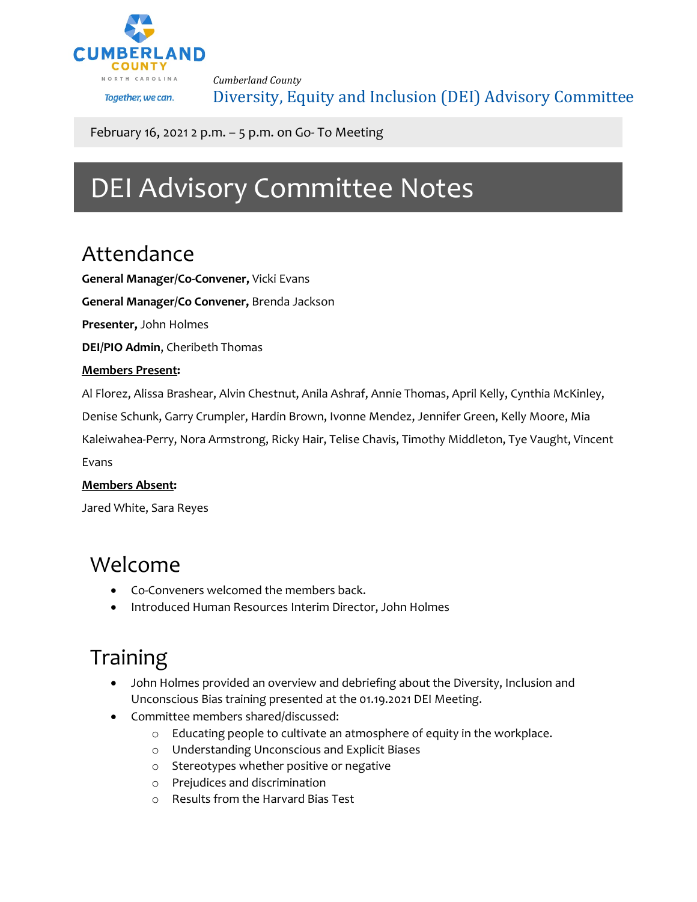Cumberland County
NORTH CAROLINA
Together, we can.

*Cumberland County*

Diversity, Equity and Inclusion (DEI) Advisory Committee

February 16, 2021 2 p.m. – 5 p.m. on Go- To Meeting

# DEI Advisory Committee Notes

## Attendance

**General Manager/Co-Convener,** Vicki Evans

**General Manager/Co Convener,** Brenda Jackson

**Presenter,** John Holmes

**DEI/PIO Admin**, Cheribeth Thomas

**Members Present:**

Al Florez, Alissa Brashear, Alvin Chestnut, Anila Ashraf, Annie Thomas, April Kelly, Cynthia McKinley, Denise Schunk, Garry Crumpler, Hardin Brown, Ivonne Mendez, Jennifer Green, Kelly Moore, Mia Kaleiwahea-Perry, Nora Armstrong, Ricky Hair, Telise Chavis, Timothy Middleton, Tye Vaught, Vincent Evans

**Members Absent:**

Jared White, Sara Reyes

## Welcome

- Co-Conveners welcomed the members back.
- Introduced Human Resources Interim Director, John Holmes

## Training

- John Holmes provided an overview and debriefing about the Diversity, Inclusion and Unconscious Bias training presented at the 01.19.2021 DEI Meeting.
- Committee members shared/discussed:
  - Educating people to cultivate an atmosphere of equity in the workplace.
  - Understanding Unconscious and Explicit Biases
  - Stereotypes whether positive or negative
  - Prejudices and discrimination
  - Results from the Harvard Bias Test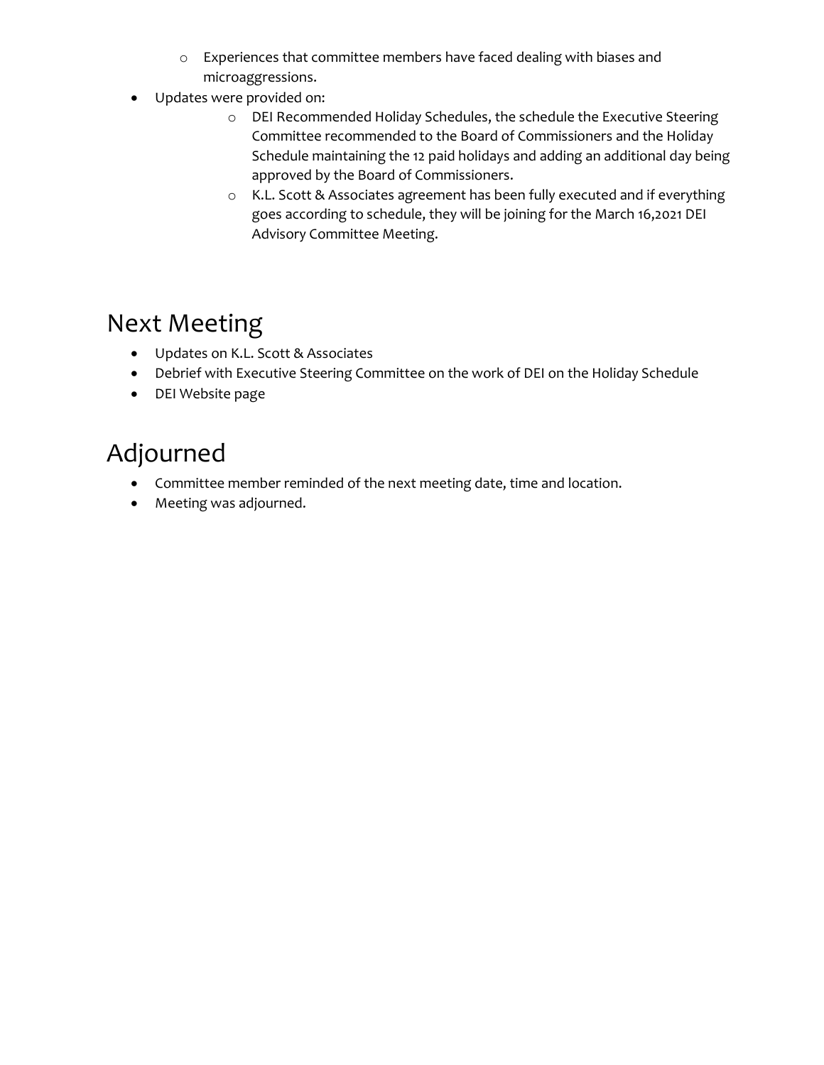- Experiences that committee members have faced dealing with biases and microaggressions.
- Updates were provided on:
  - DEI Recommended Holiday Schedules, the schedule the Executive Steering Committee recommended to the Board of Commissioners and the Holiday Schedule maintaining the 12 paid holidays and adding an additional day being approved by the Board of Commissioners.
  - K.L. Scott & Associates agreement has been fully executed and if everything goes according to schedule, they will be joining for the March 16,2021 DEI Advisory Committee Meeting.

# Next Meeting

- Updates on K.L. Scott & Associates
- Debrief with Executive Steering Committee on the work of DEI on the Holiday Schedule
- DEI Website page

# Adjourned

- Committee member reminded of the next meeting date, time and location.
- Meeting was adjourned.